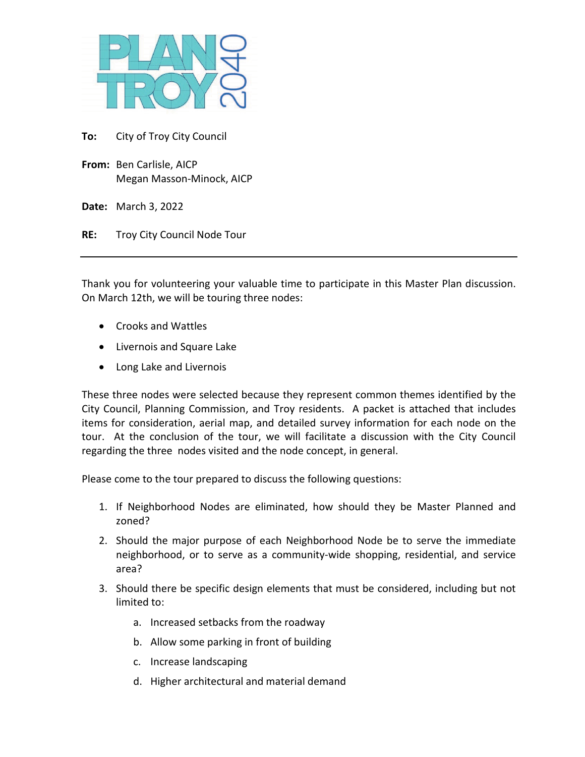PLAN TROY 2040

**To:** City of Troy City Council

**From:** Ben Carlisle, AICP
Megan Masson-Minock, AICP

**Date:** March 3, 2022

**RE:** Troy City Council Node Tour

---

Thank you for volunteering your valuable time to participate in this Master Plan discussion. On March 12th, we will be touring three nodes:

- Crooks and Wattles
- Livernois and Square Lake
- Long Lake and Livernois

These three nodes were selected because they represent common themes identified by the City Council, Planning Commission, and Troy residents. A packet is attached that includes items for consideration, aerial map, and detailed survey information for each node on the tour. At the conclusion of the tour, we will facilitate a discussion with the City Council regarding the three nodes visited and the node concept, in general.

Please come to the tour prepared to discuss the following questions:

1. If Neighborhood Nodes are eliminated, how should they be Master Planned and zoned?
2. Should the major purpose of each Neighborhood Node be to serve the immediate neighborhood, or to serve as a community-wide shopping, residential, and service area?
3. Should there be specific design elements that must be considered, including but not limited to:
   a. Increased setbacks from the roadway
   b. Allow some parking in front of building
   c. Increase landscaping
   d. Higher architectural and material demand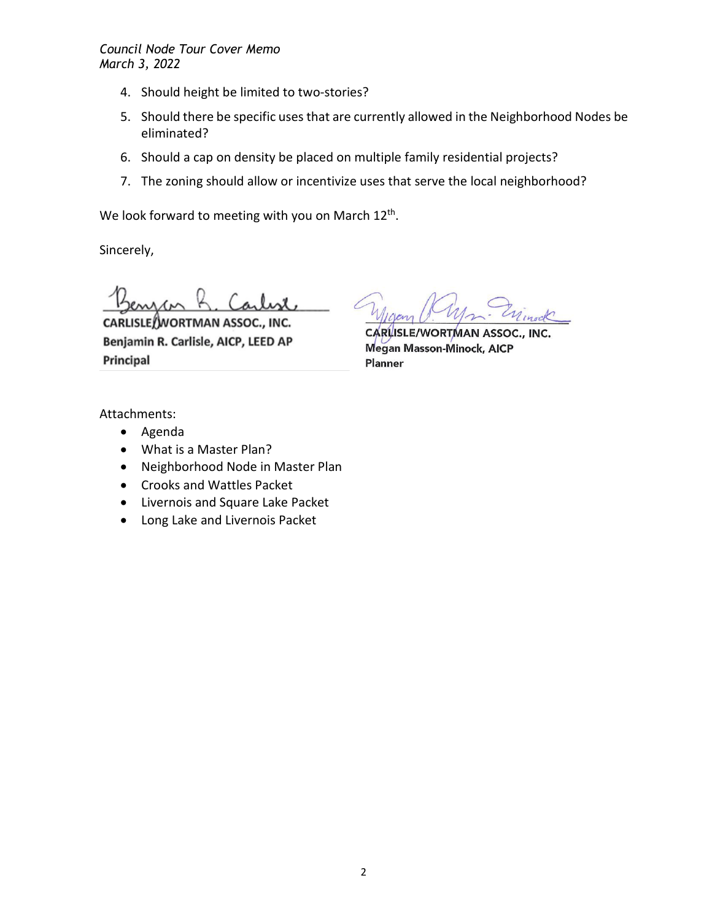4. Should height be limited to two-stories?
5. Should there be specific uses that are currently allowed in the Neighborhood Nodes be eliminated?
6. Should a cap on density be placed on multiple family residential projects?
7. The zoning should allow or incentivize uses that serve the local neighborhood?

We look forward to meeting with you on March 12th.

Sincerely,

**CARLISLE/WORTMAN ASSOC., INC.**
**Benjamin R. Carlisle, AICP, LEED AP**
**Principal**

**CARLISLE/WORTMAN ASSOC., INC.**
**Megan Masson-Minock, AICP**
**Planner**

Attachments:

- Agenda
- What is a Master Plan?
- Neighborhood Node in Master Plan
- Crooks and Wattles Packet
- Livernois and Square Lake Packet
- Long Lake and Livernois Packet